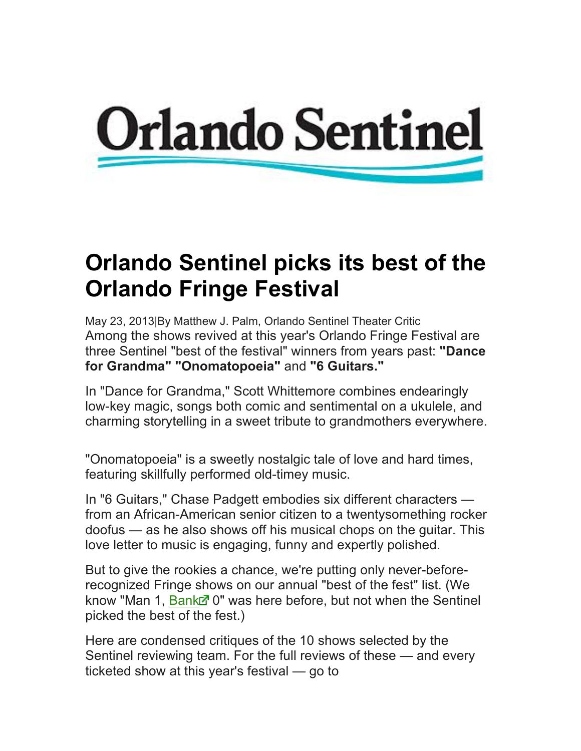Orlando Sentinel

# Orlando Sentinel picks its best of the Orlando Fringe Festival

May 23, 2013|By Matthew J. Palm, Orlando Sentinel Theater Critic

Among the shows revived at this year's Orlando Fringe Festival are three Sentinel "best of the festival" winners from years past: **"Dance for Grandma" "Onomatopoeia"** and **"6 Guitars."**

In "Dance for Grandma," Scott Whittemore combines endearingly low-key magic, songs both comic and sentimental on a ukulele, and charming storytelling in a sweet tribute to grandmothers everywhere.

"Onomatopoeia" is a sweetly nostalgic tale of love and hard times, featuring skillfully performed old-timey music.

In "6 Guitars," Chase Padgett embodies six different characters — from an African-American senior citizen to a twentysomething rocker doofus — as he also shows off his musical chops on the guitar. This love letter to music is engaging, funny and expertly polished.

But to give the rookies a chance, we're putting only never-before-recognized Fringe shows on our annual "best of the fest" list. (We know "Man 1, Bank 0" was here before, but not when the Sentinel picked the best of the fest.)

Here are condensed critiques of the 10 shows selected by the Sentinel reviewing team. For the full reviews of these — and every ticketed show at this year's festival — go to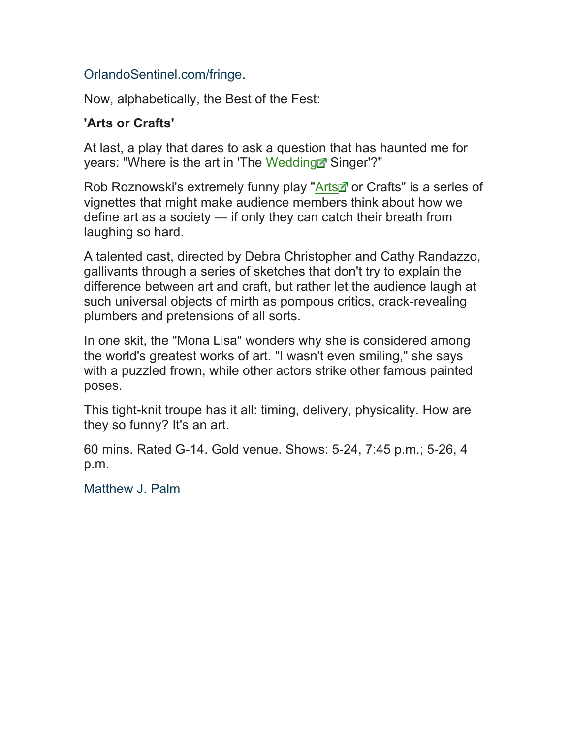OrlandoSentinel.com/fringe.

Now, alphabetically, the Best of the Fest:

**'Arts or Crafts'**

At last, a play that dares to ask a question that has haunted me for years: "Where is the art in 'The Wedding Singer'?"

Rob Roznowski's extremely funny play "Arts or Crafts" is a series of vignettes that might make audience members think about how we define art as a society — if only they can catch their breath from laughing so hard.

A talented cast, directed by Debra Christopher and Cathy Randazzo, gallivants through a series of sketches that don't try to explain the difference between art and craft, but rather let the audience laugh at such universal objects of mirth as pompous critics, crack-revealing plumbers and pretensions of all sorts.

In one skit, the "Mona Lisa" wonders why she is considered among the world's greatest works of art. "I wasn't even smiling," she says with a puzzled frown, while other actors strike other famous painted poses.

This tight-knit troupe has it all: timing, delivery, physicality. How are they so funny? It's an art.

60 mins. Rated G-14. Gold venue. Shows: 5-24, 7:45 p.m.; 5-26, 4 p.m.

Matthew J. Palm